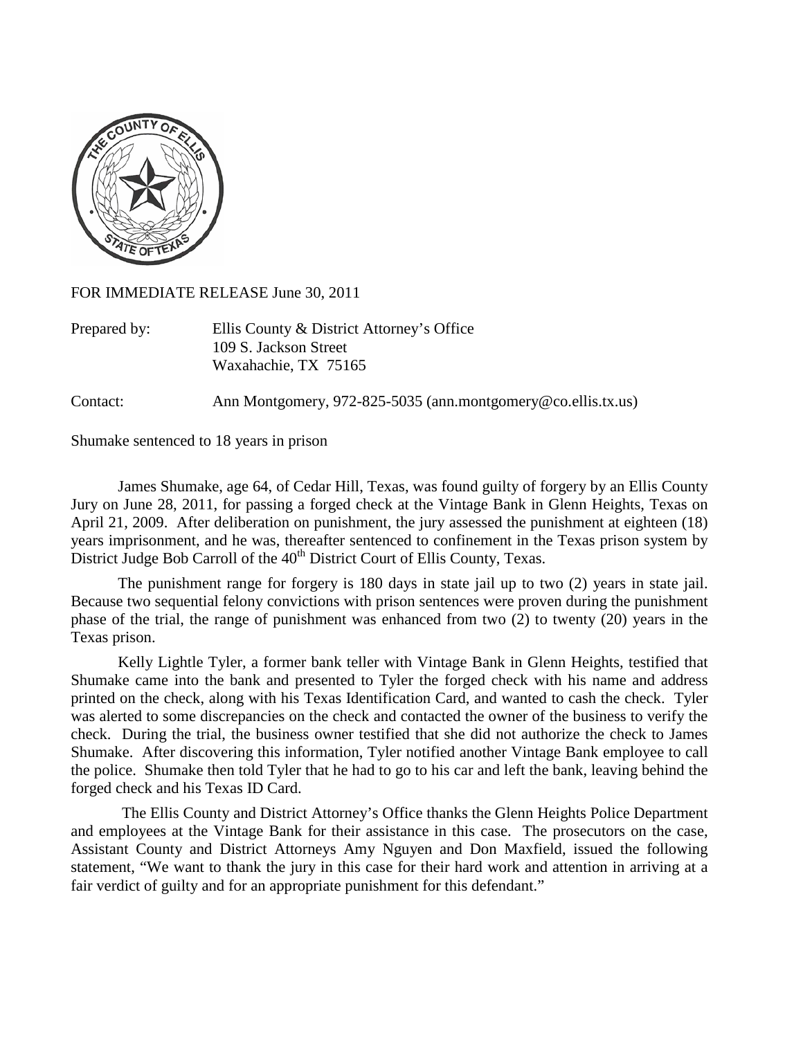FOR IMMEDIATE RELEASE June 30, 2011

Prepared by: Ellis County & District Attorney's Office
109 S. Jackson Street
Waxahachie, TX 75165

Contact: Ann Montgomery, 972-825-5035 (ann.montgomery@co.ellis.tx.us)

Shumake sentenced to 18 years in prison

James Shumake, age 64, of Cedar Hill, Texas, was found guilty of forgery by an Ellis County Jury on June 28, 2011, for passing a forged check at the Vintage Bank in Glenn Heights, Texas on April 21, 2009. After deliberation on punishment, the jury assessed the punishment at eighteen (18) years imprisonment, and he was, thereafter sentenced to confinement in the Texas prison system by District Judge Bob Carroll of the 40th District Court of Ellis County, Texas.

The punishment range for forgery is 180 days in state jail up to two (2) years in state jail. Because two sequential felony convictions with prison sentences were proven during the punishment phase of the trial, the range of punishment was enhanced from two (2) to twenty (20) years in the Texas prison.

Kelly Lightle Tyler, a former bank teller with Vintage Bank in Glenn Heights, testified that Shumake came into the bank and presented to Tyler the forged check with his name and address printed on the check, along with his Texas Identification Card, and wanted to cash the check. Tyler was alerted to some discrepancies on the check and contacted the owner of the business to verify the check. During the trial, the business owner testified that she did not authorize the check to James Shumake. After discovering this information, Tyler notified another Vintage Bank employee to call the police. Shumake then told Tyler that he had to go to his car and left the bank, leaving behind the forged check and his Texas ID Card.

The Ellis County and District Attorney's Office thanks the Glenn Heights Police Department and employees at the Vintage Bank for their assistance in this case. The prosecutors on the case, Assistant County and District Attorneys Amy Nguyen and Don Maxfield, issued the following statement, "We want to thank the jury in this case for their hard work and attention in arriving at a fair verdict of guilty and for an appropriate punishment for this defendant."